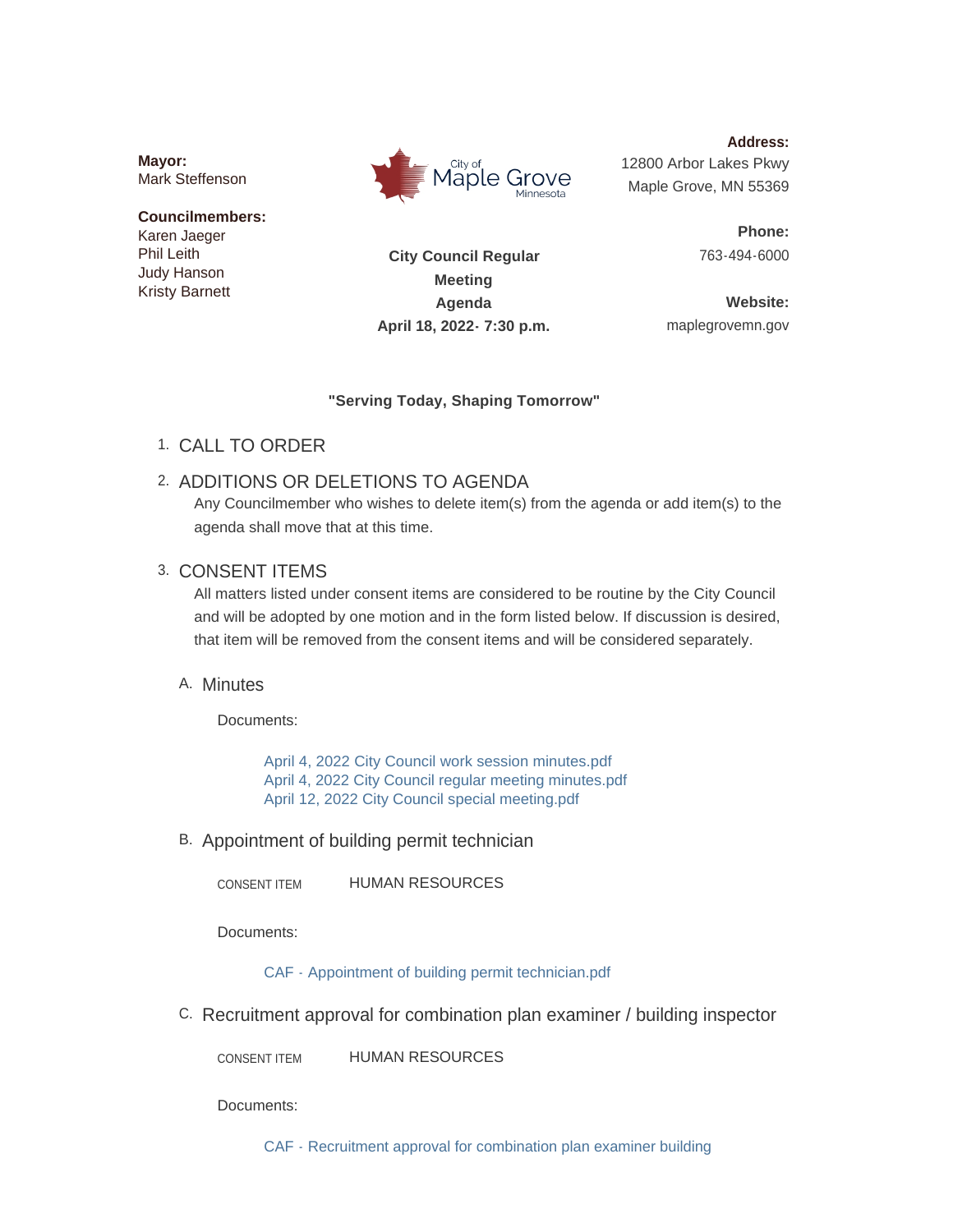**Mayor:**
Mark Steffenson

**Councilmembers:**
Karen Jaeger
Phil Leith
Judy Hanson
Kristy Barnett

City of Maple Grove Minnesota

**City Council Regular Meeting Agenda**
**April 18, 2022- 7:30 p.m.**

**Address:**
12800 Arbor Lakes Pkwy
Maple Grove, MN 55369

**Phone:**
763-494-6000

**Website:**
maplegrovemn.gov

**"Serving Today, Shaping Tomorrow"**

1. CALL TO ORDER

2. ADDITIONS OR DELETIONS TO AGENDA

   Any Councilmember who wishes to delete item(s) from the agenda or add item(s) to the agenda shall move that at this time.

3. CONSENT ITEMS

   All matters listed under consent items are considered to be routine by the City Council and will be adopted by one motion and in the form listed below. If discussion is desired, that item will be removed from the consent items and will be considered separately.

   A. Minutes

      Documents:

      April 4, 2022 City Council work session minutes.pdf
      April 4, 2022 City Council regular meeting minutes.pdf
      April 12, 2022 City Council special meeting.pdf

   B. Appointment of building permit technician

      CONSENT ITEM HUMAN RESOURCES

      Documents:

      CAF - Appointment of building permit technician.pdf

   C. Recruitment approval for combination plan examiner / building inspector

      CONSENT ITEM HUMAN RESOURCES

      Documents:

      CAF - Recruitment approval for combination plan examiner building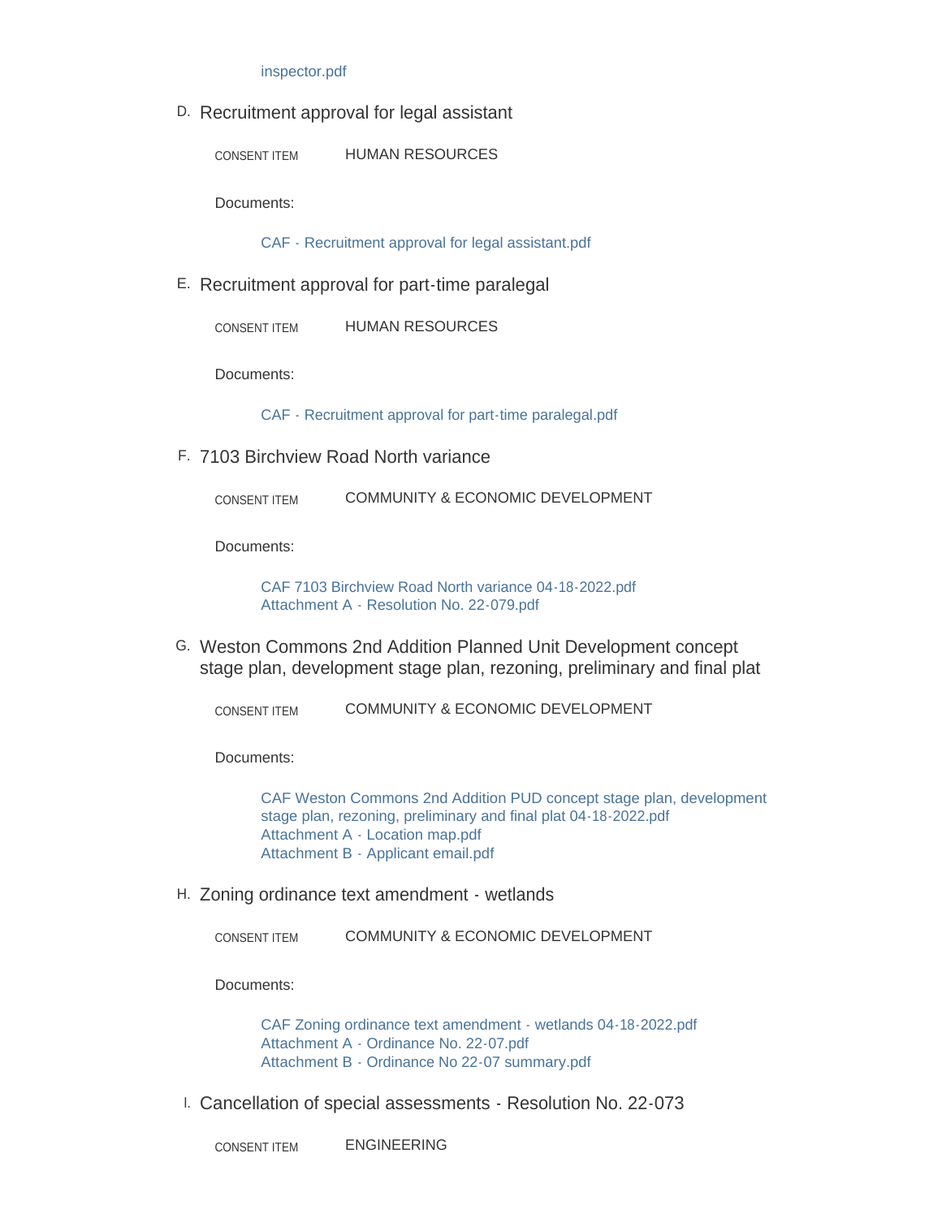inspector.pdf

D. Recruitment approval for legal assistant

CONSENT ITEM HUMAN RESOURCES

Documents:

CAF - Recruitment approval for legal assistant.pdf

E. Recruitment approval for part-time paralegal

CONSENT ITEM HUMAN RESOURCES

Documents:

CAF - Recruitment approval for part-time paralegal.pdf

F. 7103 Birchview Road North variance

CONSENT ITEM COMMUNITY & ECONOMIC DEVELOPMENT

Documents:

CAF 7103 Birchview Road North variance 04-18-2022.pdf
Attachment A - Resolution No. 22-079.pdf

G. Weston Commons 2nd Addition Planned Unit Development concept stage plan, development stage plan, rezoning, preliminary and final plat

CONSENT ITEM COMMUNITY & ECONOMIC DEVELOPMENT

Documents:

CAF Weston Commons 2nd Addition PUD concept stage plan, development stage plan, rezoning, preliminary and final plat 04-18-2022.pdf
Attachment A - Location map.pdf
Attachment B - Applicant email.pdf

H. Zoning ordinance text amendment - wetlands

CONSENT ITEM COMMUNITY & ECONOMIC DEVELOPMENT

Documents:

CAF Zoning ordinance text amendment - wetlands 04-18-2022.pdf
Attachment A - Ordinance No. 22-07.pdf
Attachment B - Ordinance No 22-07 summary.pdf

I. Cancellation of special assessments - Resolution No. 22-073

CONSENT ITEM ENGINEERING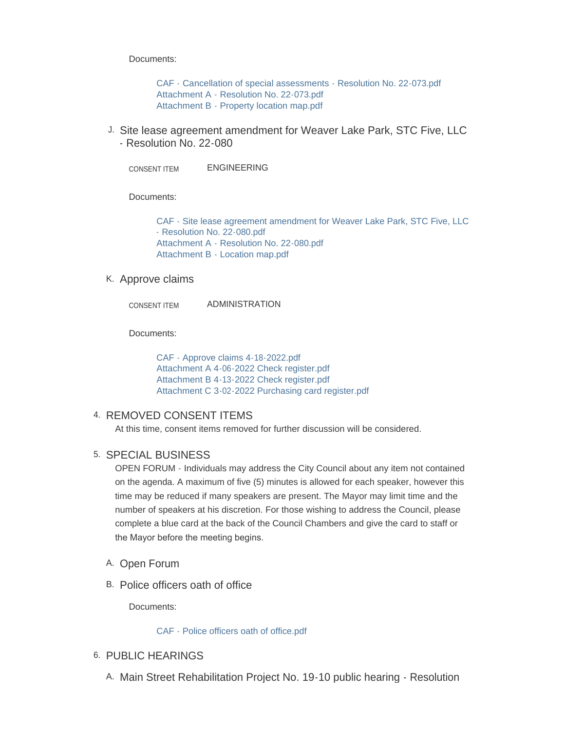Documents:

- CAF - Cancellation of special assessments - Resolution No. 22-073.pdf
- Attachment A - Resolution No. 22-073.pdf
- Attachment B - Property location map.pdf

J. Site lease agreement amendment for Weaver Lake Park, STC Five, LLC - Resolution No. 22-080

CONSENT ITEM ENGINEERING

Documents:

- CAF - Site lease agreement amendment for Weaver Lake Park, STC Five, LLC - Resolution No. 22-080.pdf
- Attachment A - Resolution No. 22-080.pdf
- Attachment B - Location map.pdf

K. Approve claims

CONSENT ITEM ADMINISTRATION

Documents:

- CAF - Approve claims 4-18-2022.pdf
- Attachment A 4-06-2022 Check register.pdf
- Attachment B 4-13-2022 Check register.pdf
- Attachment C 3-02-2022 Purchasing card register.pdf

## 4. REMOVED CONSENT ITEMS

At this time, consent items removed for further discussion will be considered.

## 5. SPECIAL BUSINESS

OPEN FORUM - Individuals may address the City Council about any item not contained on the agenda. A maximum of five (5) minutes is allowed for each speaker, however this time may be reduced if many speakers are present. The Mayor may limit time and the number of speakers at his discretion. For those wishing to address the Council, please complete a blue card at the back of the Council Chambers and give the card to staff or the Mayor before the meeting begins.

A. Open Forum

B. Police officers oath of office

Documents:

- CAF - Police officers oath of office.pdf

## 6. PUBLIC HEARINGS

A. Main Street Rehabilitation Project No. 19-10 public hearing - Resolution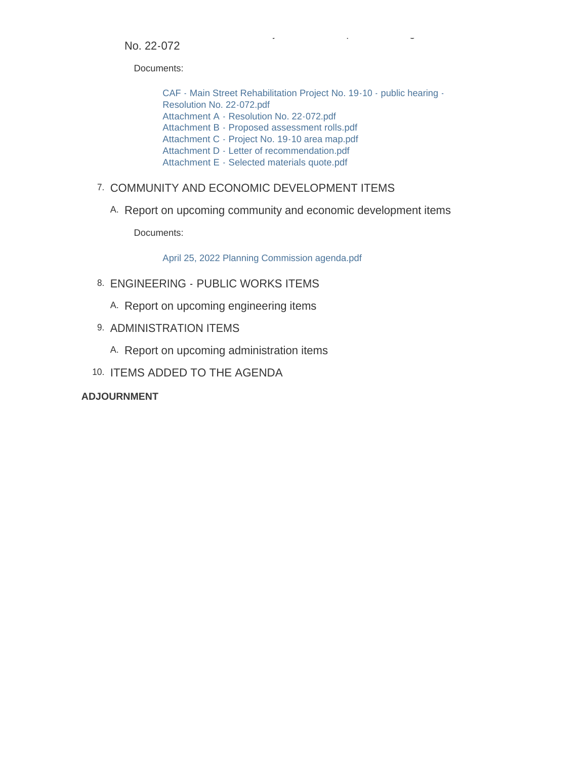No. 22-072

Documents:

- CAF - Main Street Rehabilitation Project No. 19-10 - public hearing - Resolution No. 22-072.pdf
- Attachment A - Resolution No. 22-072.pdf
- Attachment B - Proposed assessment rolls.pdf
- Attachment C - Project No. 19-10 area map.pdf
- Attachment D - Letter of recommendation.pdf
- Attachment E - Selected materials quote.pdf

7. COMMUNITY AND ECONOMIC DEVELOPMENT ITEMS

   A. Report on upcoming community and economic development items

   Documents:

   - April 25, 2022 Planning Commission agenda.pdf

8. ENGINEERING - PUBLIC WORKS ITEMS

   A. Report on upcoming engineering items

9. ADMINISTRATION ITEMS

   A. Report on upcoming administration items

10. ITEMS ADDED TO THE AGENDA

**ADJOURNMENT**